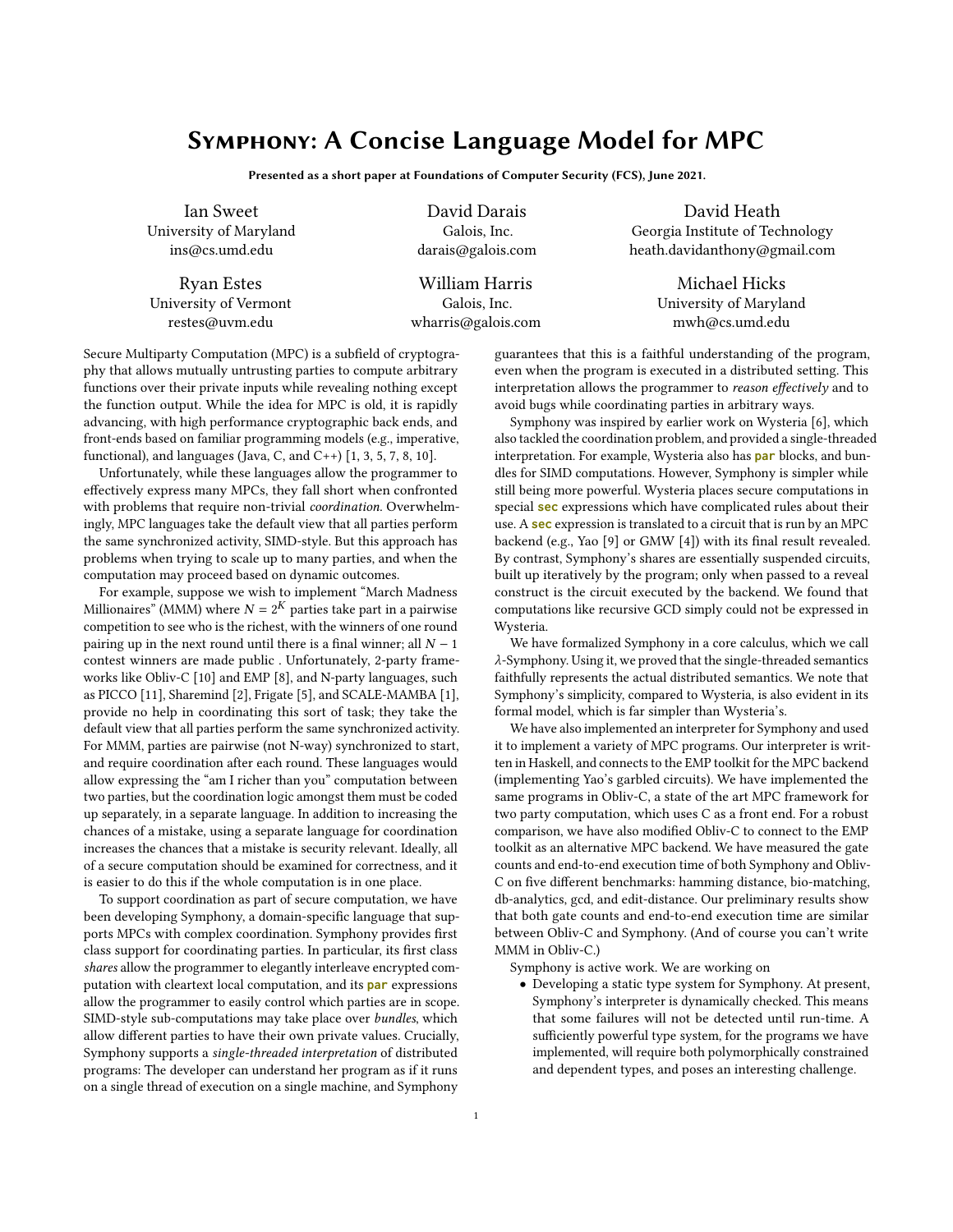# Symphony: A Concise Language Model for MPC

**Presented as a short paper at Foundations of Computer Security (FCS), June 2021.**

Ian Sweet
University of Maryland
ins@cs.umd.edu

David Darais
Galois, Inc.
darais@galois.com

David Heath
Georgia Institute of Technology
heath.davidanthony@gmail.com

Ryan Estes
University of Vermont
restes@uvm.edu

William Harris
Galois, Inc.
wharris@galois.com

Michael Hicks
University of Maryland
mwh@cs.umd.edu

Secure Multiparty Computation (MPC) is a subfield of cryptography that allows mutually untrusting parties to compute arbitrary functions over their private inputs while revealing nothing except the function output. While the idea for MPC is old, it is rapidly advancing, with high performance cryptographic back ends, and front-ends based on familiar programming models (e.g., imperative, functional), and languages (Java, C, and C++) [1, 3, 5, 7, 8, 10].

Unfortunately, while these languages allow the programmer to effectively express many MPCs, they fall short when confronted with problems that require non-trivial *coordination*. Overwhelmingly, MPC languages take the default view that all parties perform the same synchronized activity, SIMD-style. But this approach has problems when trying to scale up to many parties, and when the computation may proceed based on dynamic outcomes.

For example, suppose we wish to implement "March Madness Millionaires" (MMM) where $N = 2^K$ parties take part in a pairwise competition to see who is the richest, with the winners of one round pairing up in the next round until there is a final winner; all $N - 1$ contest winners are made public . Unfortunately, 2-party frameworks like Obliv-C [10] and EMP [8], and N-party languages, such as PICCO [11], Sharemind [2], Frigate [5], and SCALE-MAMBA [1], provide no help in coordinating this sort of task; they take the default view that all parties perform the same synchronized activity. For MMM, parties are pairwise (not N-way) synchronized to start, and require coordination after each round. These languages would allow expressing the "am I richer than you" computation between two parties, but the coordination logic amongst them must be coded up separately, in a separate language. In addition to increasing the chances of a mistake, using a separate language for coordination increases the chances that a mistake is security relevant. Ideally, all of a secure computation should be examined for correctness, and it is easier to do this if the whole computation is in one place.

To support coordination as part of secure computation, we have been developing Symphony, a domain-specific language that supports MPCs with complex coordination. Symphony provides first class support for coordinating parties. In particular, its first class *shares* allow the programmer to elegantly interleave encrypted computation with cleartext local computation, and its **par** expressions allow the programmer to easily control which parties are in scope. SIMD-style sub-computations may take place over *bundles*, which allow different parties to have their own private values. Crucially, Symphony supports a *single-threaded interpretation* of distributed programs: The developer can understand her program as if it runs on a single thread of execution on a single machine, and Symphony guarantees that this is a faithful understanding of the program, even when the program is executed in a distributed setting. This interpretation allows the programmer to *reason effectively* and to avoid bugs while coordinating parties in arbitrary ways.

Symphony was inspired by earlier work on Wysteria [6], which also tackled the coordination problem, and provided a single-threaded interpretation. For example, Wysteria also has **par** blocks, and bundles for SIMD computations. However, Symphony is simpler while still being more powerful. Wysteria places secure computations in special **sec** expressions which have complicated rules about their use. A **sec** expression is translated to a circuit that is run by an MPC backend (e.g., Yao [9] or GMW [4]) with its final result revealed. By contrast, Symphony's shares are essentially suspended circuits, built up iteratively by the program; only when passed to a reveal construct is the circuit executed by the backend. We found that computations like recursive GCD simply could not be expressed in Wysteria.

We have formalized Symphony in a core calculus, which we call $\lambda$-Symphony. Using it, we proved that the single-threaded semantics faithfully represents the actual distributed semantics. We note that Symphony's simplicity, compared to Wysteria, is also evident in its formal model, which is far simpler than Wysteria's.

We have also implemented an interpreter for Symphony and used it to implement a variety of MPC programs. Our interpreter is written in Haskell, and connects to the EMP toolkit for the MPC backend (implementing Yao's garbled circuits). We have implemented the same programs in Obliv-C, a state of the art MPC framework for two party computation, which uses C as a front end. For a robust comparison, we have also modified Obliv-C to connect to the EMP toolkit as an alternative MPC backend. We have measured the gate counts and end-to-end execution time of both Symphony and Obliv-C on five different benchmarks: hamming distance, bio-matching, db-analytics, gcd, and edit-distance. Our preliminary results show that both gate counts and end-to-end execution time are similar between Obliv-C and Symphony. (And of course you can't write MMM in Obliv-C.)

Symphony is active work. We are working on

- Developing a static type system for Symphony. At present, Symphony's interpreter is dynamically checked. This means that some failures will not be detected until run-time. A sufficiently powerful type system, for the programs we have implemented, will require both polymorphically constrained and dependent types, and poses an interesting challenge.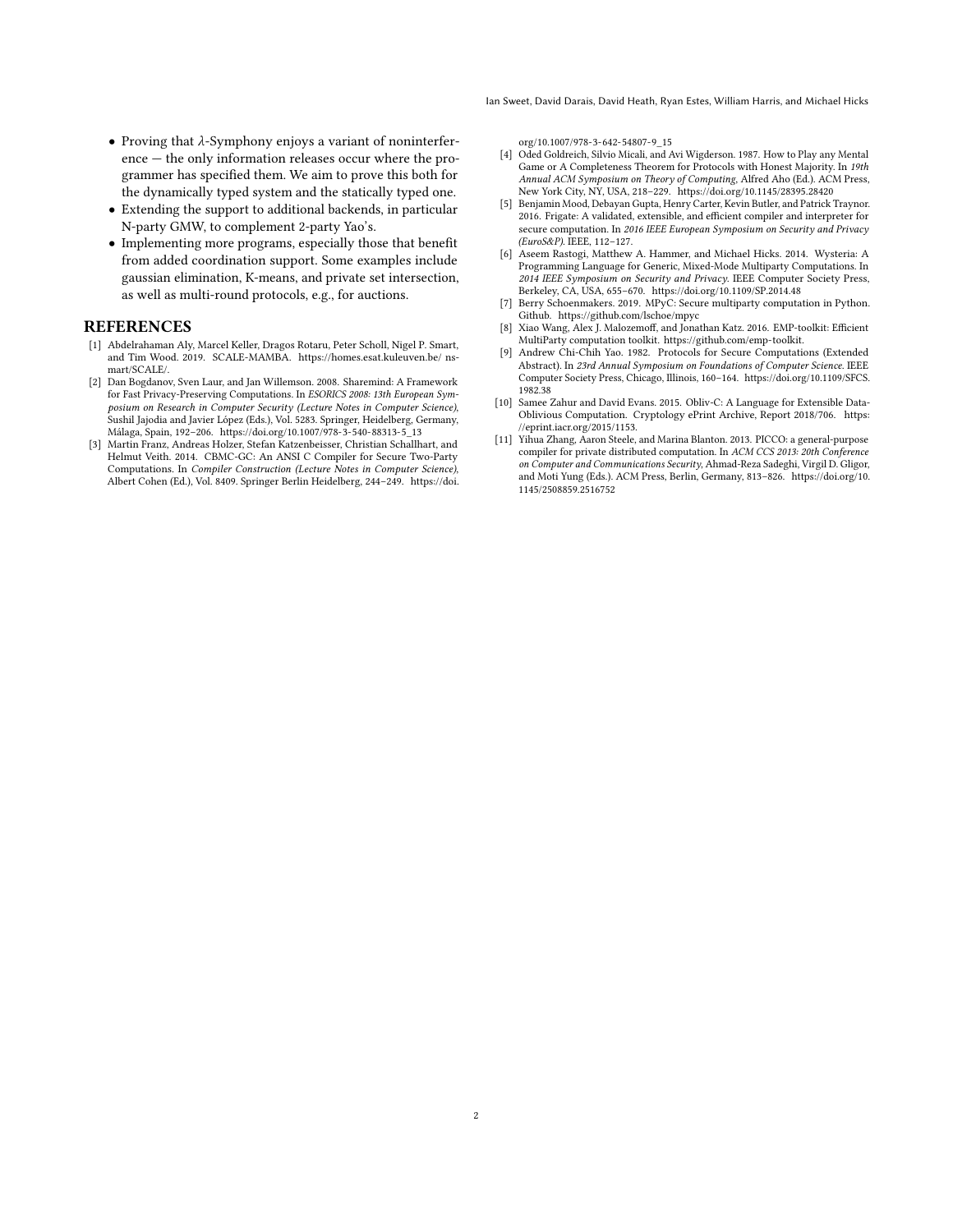- Proving that $\lambda$-Symphony enjoys a variant of noninterference — the only information releases occur where the programmer has specified them. We aim to prove this both for the dynamically typed system and the statically typed one.
- Extending the support to additional backends, in particular N-party GMW, to complement 2-party Yao's.
- Implementing more programs, especially those that benefit from added coordination support. Some examples include gaussian elimination, K-means, and private set intersection, as well as multi-round protocols, e.g., for auctions.

## REFERENCES

[1] Abdelrahaman Aly, Marcel Keller, Dragos Rotaru, Peter Scholl, Nigel P. Smart, and Tim Wood. 2019. SCALE-MAMBA. https://homes.esat.kuleuven.be/ nsmart/SCALE/.

[2] Dan Bogdanov, Sven Laur, and Jan Willemson. 2008. Sharemind: A Framework for Fast Privacy-Preserving Computations. In *ESORICS 2008: 13th European Symposium on Research in Computer Security (Lecture Notes in Computer Science)*, Sushil Jajodia and Javier López (Eds.), Vol. 5283. Springer, Heidelberg, Germany, Málaga, Spain, 192–206. https://doi.org/10.1007/978-3-540-88313-5_13

[3] Martin Franz, Andreas Holzer, Stefan Katzenbeisser, Christian Schallhart, and Helmut Veith. 2014. CBMC-GC: An ANSI C Compiler for Secure Two-Party Computations. In *Compiler Construction (Lecture Notes in Computer Science)*, Albert Cohen (Ed.), Vol. 8409. Springer Berlin Heidelberg, 244–249. https://doi.org/10.1007/978-3-642-54807-9_15

[4] Oded Goldreich, Silvio Micali, and Avi Wigderson. 1987. How to Play any Mental Game or A Completeness Theorem for Protocols with Honest Majority. In *19th Annual ACM Symposium on Theory of Computing*, Alfred Aho (Ed.). ACM Press, New York City, NY, USA, 218–229. https://doi.org/10.1145/28395.28420

[5] Benjamin Mood, Debayan Gupta, Henry Carter, Kevin Butler, and Patrick Traynor. 2016. Frigate: A validated, extensible, and efficient compiler and interpreter for secure computation. In *2016 IEEE European Symposium on Security and Privacy (EuroS&P)*. IEEE, 112–127.

[6] Aseem Rastogi, Matthew A. Hammer, and Michael Hicks. 2014. Wysteria: A Programming Language for Generic, Mixed-Mode Multiparty Computations. In *2014 IEEE Symposium on Security and Privacy*. IEEE Computer Society Press, Berkeley, CA, USA, 655–670. https://doi.org/10.1109/SP.2014.48

[7] Berry Schoenmakers. 2019. MPyC: Secure multiparty computation in Python. Github. https://github.com/lschoe/mpyc

[8] Xiao Wang, Alex J. Malozemoff, and Jonathan Katz. 2016. EMP-toolkit: Efficient MultiParty computation toolkit. https://github.com/emp-toolkit.

[9] Andrew Chi-Chih Yao. 1982. Protocols for Secure Computations (Extended Abstract). In *23rd Annual Symposium on Foundations of Computer Science*. IEEE Computer Society Press, Chicago, Illinois, 160–164. https://doi.org/10.1109/SFCS.1982.38

[10] Samee Zahur and David Evans. 2015. Obliv-C: A Language for Extensible Data-Oblivious Computation. Cryptology ePrint Archive, Report 2018/706. https://eprint.iacr.org/2015/1153.

[11] Yihua Zhang, Aaron Steele, and Marina Blanton. 2013. PICCO: a general-purpose compiler for private distributed computation. In *ACM CCS 2013: 20th Conference on Computer and Communications Security*, Ahmad-Reza Sadeghi, Virgil D. Gligor, and Moti Yung (Eds.). ACM Press, Berlin, Germany, 813–826. https://doi.org/10.1145/2508859.2516752